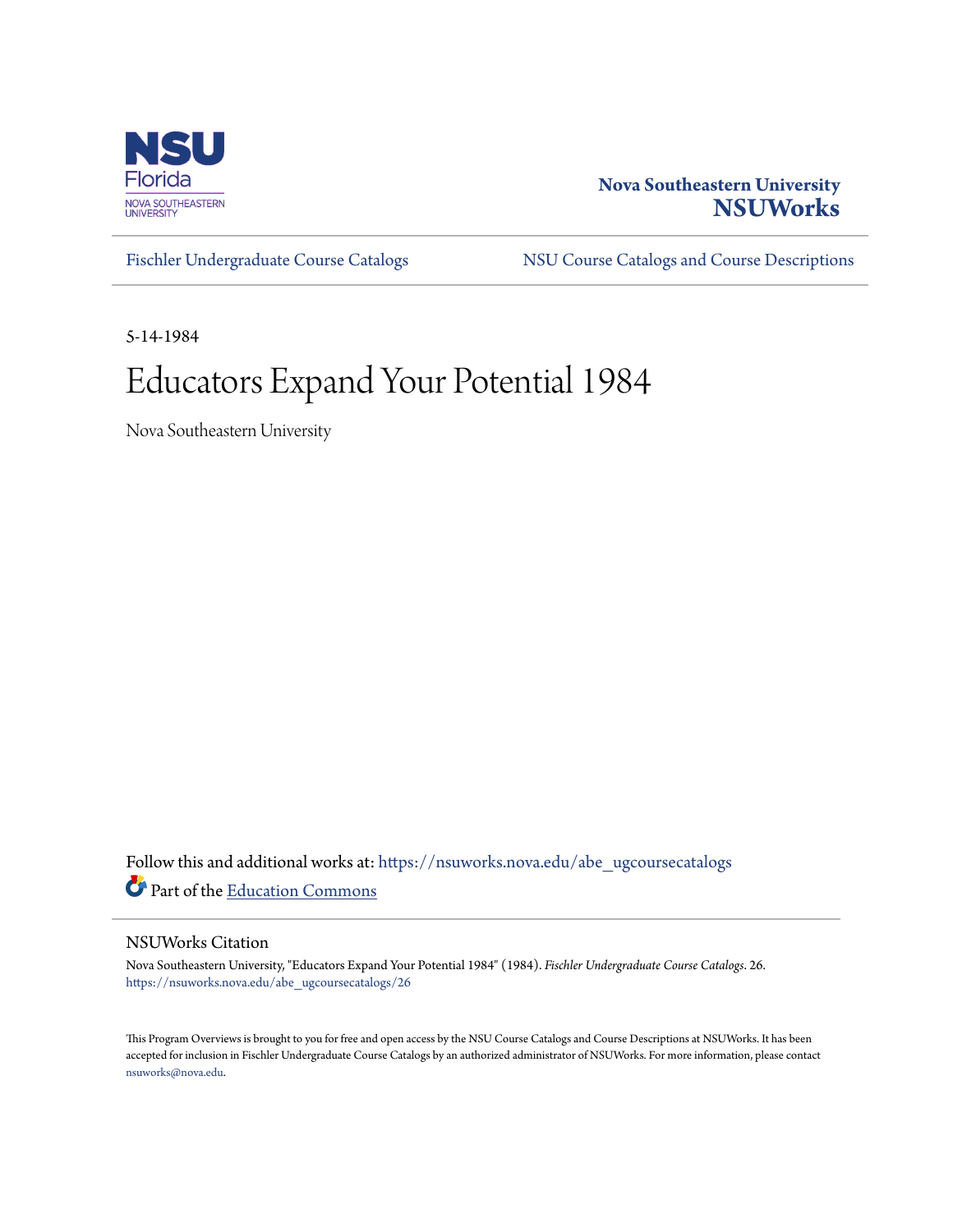Nova Southeastern University
**NSUWorks**

Fischler Undergraduate Course Catalogs | NSU Course Catalogs and Course Descriptions

5-14-1984

# Educators Expand Your Potential 1984

Nova Southeastern University

Follow this and additional works at: https://nsuworks.nova.edu/abe_ugcoursecatalogs

Part of the Education Commons

## NSUWorks Citation

Nova Southeastern University, "Educators Expand Your Potential 1984" (1984). *Fischler Undergraduate Course Catalogs*. 26.
https://nsuworks.nova.edu/abe_ugcoursecatalogs/26

This Program Overviews is brought to you for free and open access by the NSU Course Catalogs and Course Descriptions at NSUWorks. It has been accepted for inclusion in Fischler Undergraduate Course Catalogs by an authorized administrator of NSUWorks. For more information, please contact nsuworks@nova.edu.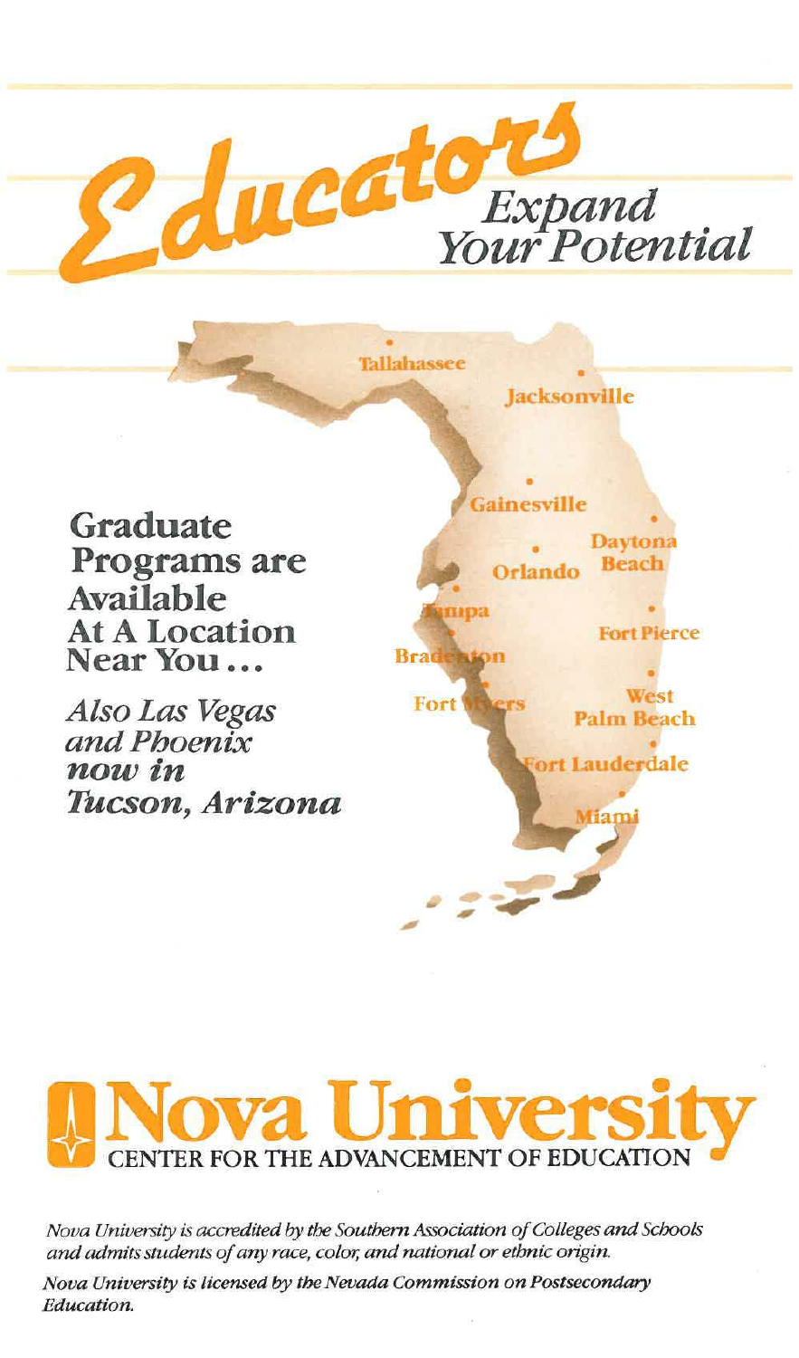# Educators

## Expand Your Potential

Tallahassee

Jacksonville

Gainesville

Daytona Beach

Orlando

Tampa

Fort Pierce

Bradenton

Fort Myers

West Palm Beach

Fort Lauderdale

Miami

**Graduate Programs are Available At A Location Near You...**

*Also Las Vegas and Phoenix* ***now in Tucson, Arizona***

# Nova University

## CENTER FOR THE ADVANCEMENT OF EDUCATION

*Nova University is accredited by the Southern Association of Colleges and Schools and admits students of any race, color, and national or ethnic origin.*

*Nova University is licensed by the Nevada Commission on Postsecondary Education.*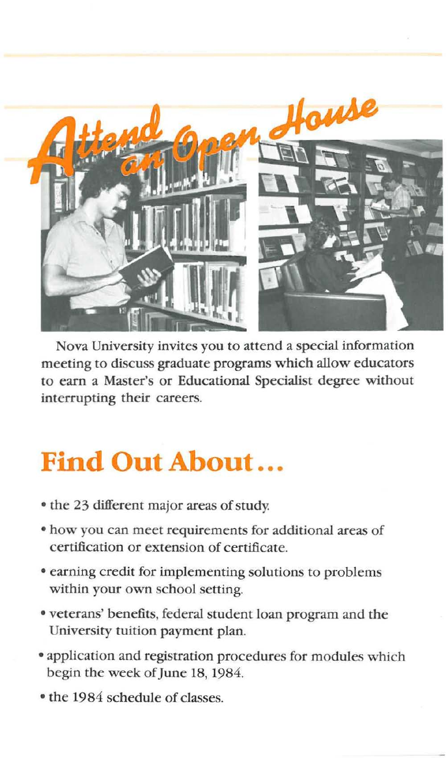# Attend an Open House

Nova University invites you to attend a special information meeting to discuss graduate programs which allow educators to earn a Master's or Educational Specialist degree without interrupting their careers.

## Find Out About...

- the 23 different major areas of study.
- how you can meet requirements for additional areas of certification or extension of certificate.
- earning credit for implementing solutions to problems within your own school setting.
- veterans' benefits, federal student loan program and the University tuition payment plan.
- application and registration procedures for modules which begin the week of June 18, 1984.
- the 1984 schedule of classes.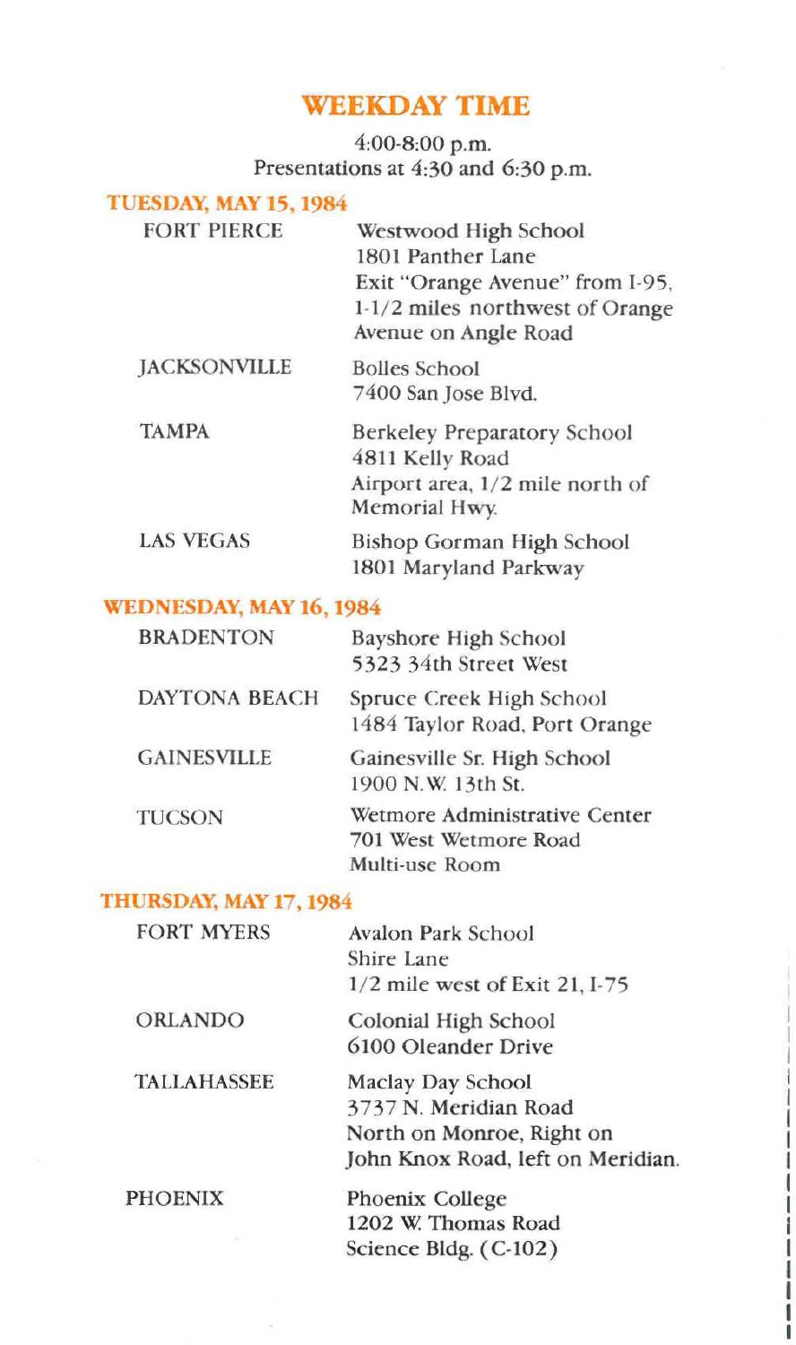# WEEKDAY TIME

4:00-8:00 p.m.
Presentations at 4:30 and 6:30 p.m.

## TUESDAY, MAY 15, 1984

| | |
|---|---|
| FORT PIERCE | Westwood High School<br>1801 Panther Lane<br>Exit "Orange Avenue" from I-95, 1-1/2 miles northwest of Orange Avenue on Angle Road |
| JACKSONVILLE | Bolles School<br>7400 San Jose Blvd. |
| TAMPA | Berkeley Preparatory School<br>4811 Kelly Road<br>Airport area, 1/2 mile north of Memorial Hwy. |
| LAS VEGAS | Bishop Gorman High School<br>1801 Maryland Parkway |

## WEDNESDAY, MAY 16, 1984

| | |
|---|---|
| BRADENTON | Bayshore High School<br>5323 34th Street West |
| DAYTONA BEACH | Spruce Creek High School<br>1484 Taylor Road, Port Orange |
| GAINESVILLE | Gainesville Sr. High School<br>1900 N.W. 13th St. |
| TUCSON | Wetmore Administrative Center<br>701 West Wetmore Road<br>Multi-use Room |

## THURSDAY, MAY 17, 1984

| | |
|---|---|
| FORT MYERS | Avalon Park School<br>Shire Lane<br>1/2 mile west of Exit 21, I-75 |
| ORLANDO | Colonial High School<br>6100 Oleander Drive |
| TALLAHASSEE | Maclay Day School<br>3737 N. Meridian Road<br>North on Monroe, Right on John Knox Road, left on Meridian. |
| PHOENIX | Phoenix College<br>1202 W. Thomas Road<br>Science Bldg. (C-102) |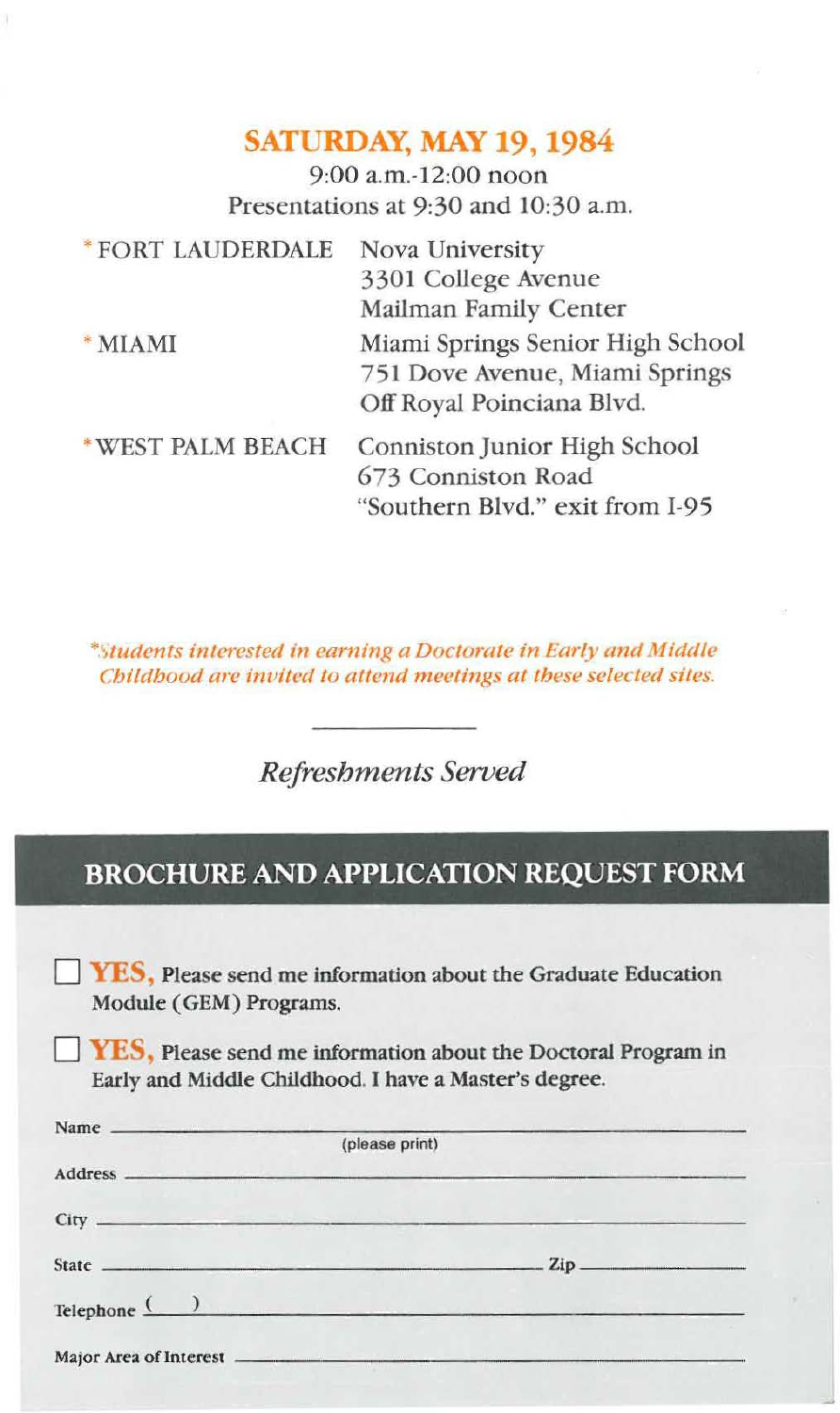## SATURDAY, MAY 19, 1984

9:00 a.m.-12:00 noon
Presentations at 9:30 and 10:30 a.m.

| | |
|---|---|
| * FORT LAUDERDALE | Nova University<br>3301 College Avenue<br>Mailman Family Center |
| * MIAMI | Miami Springs Senior High School<br>751 Dove Avenue, Miami Springs<br>Off Royal Poinciana Blvd. |
| * WEST PALM BEACH | Conniston Junior High School<br>673 Conniston Road<br>"Southern Blvd." exit from I-95 |

*\*Students interested in earning a Doctorate in Early and Middle Childhood are invited to attend meetings at these selected sites.*

---

*Refreshments Served*

## BROCHURE AND APPLICATION REQUEST FORM

☐ **YES,** Please send me information about the Graduate Education Module (GEM) Programs.

☐ **YES,** Please send me information about the Doctoral Program in Early and Middle Childhood. I have a Master's degree.

Name ______________________________________________
(please print)

Address ____________________________________________

City _______________________________________________

State ______________________________ Zip ____________

Telephone ( ) _______________________________________

Major Area of Interest ________________________________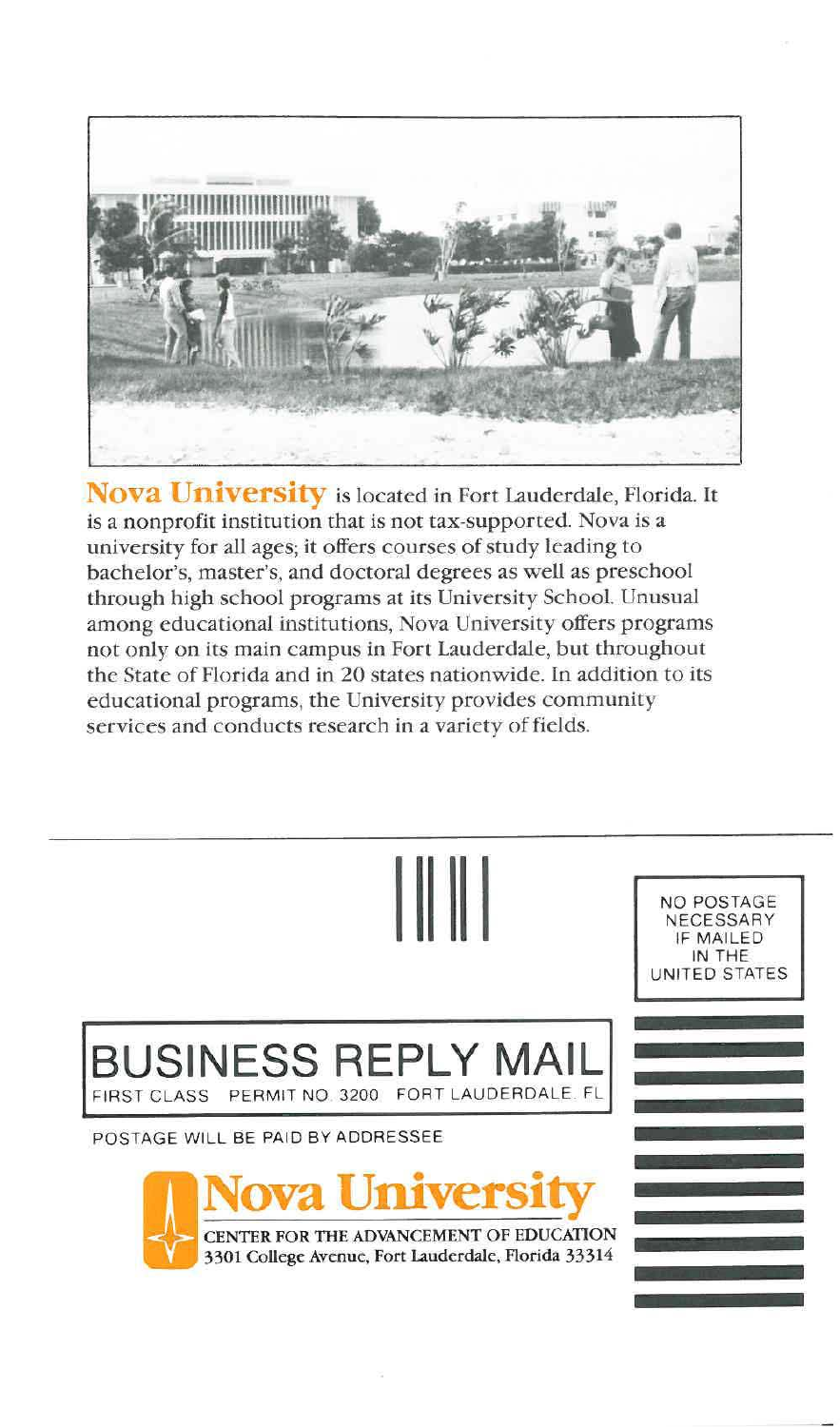**Nova University** is located in Fort Lauderdale, Florida. It is a nonprofit institution that is not tax-supported. Nova is a university for all ages; it offers courses of study leading to bachelor's, master's, and doctoral degrees as well as preschool through high school programs at its University School. Unusual among educational institutions, Nova University offers programs not only on its main campus in Fort Lauderdale, but throughout the State of Florida and in 20 states nationwide. In addition to its educational programs, the University provides community services and conducts research in a variety of fields.

---

NO POSTAGE NECESSARY IF MAILED IN THE UNITED STATES

# BUSINESS REPLY MAIL

FIRST CLASS PERMIT NO. 3200 FORT LAUDERDALE, FL

POSTAGE WILL BE PAID BY ADDRESSEE

**Nova University**

CENTER FOR THE ADVANCEMENT OF EDUCATION
3301 College Avenue, Fort Lauderdale, Florida 33314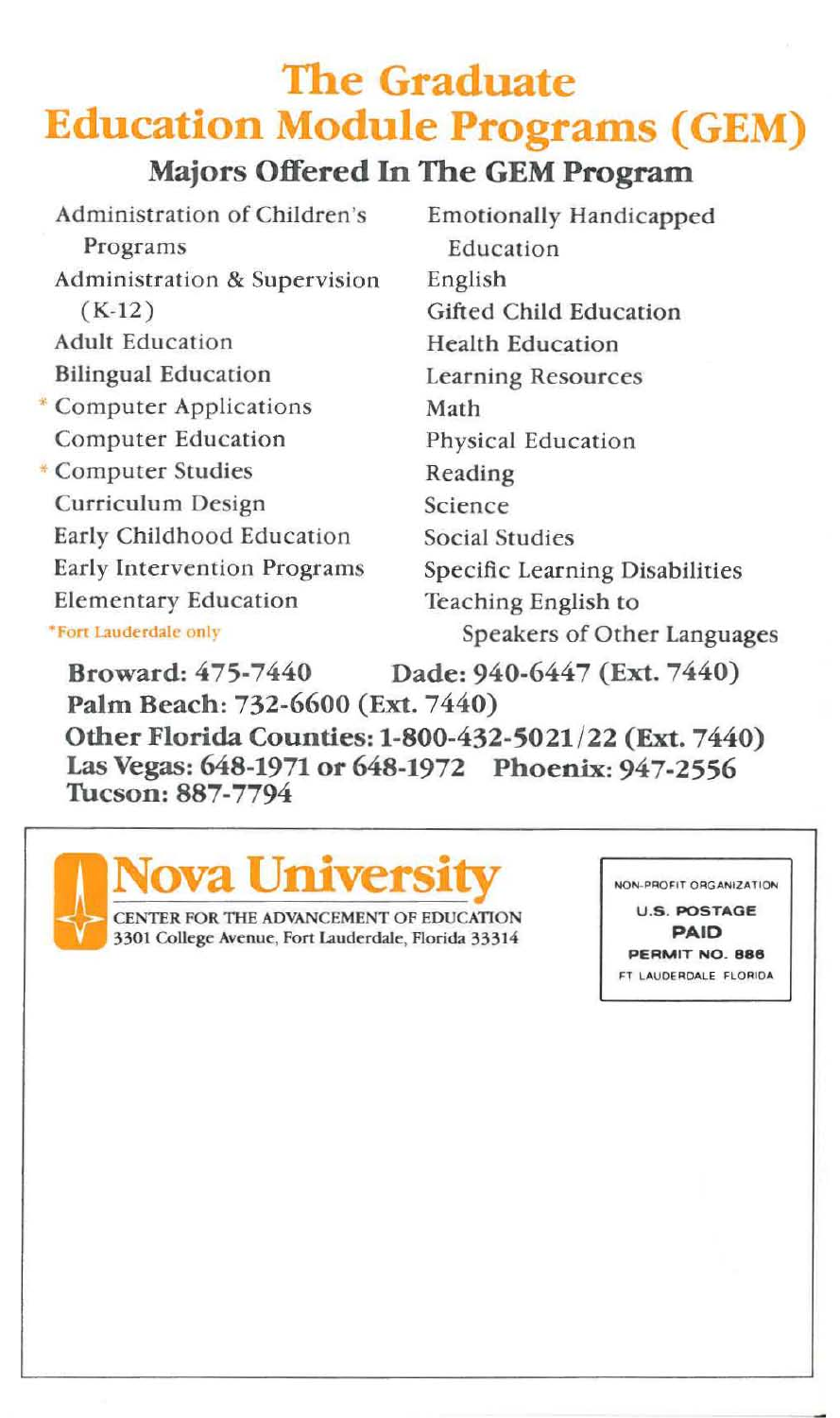# The Graduate Education Module Programs (GEM)

## Majors Offered In The GEM Program

- Administration of Children's Programs
- Administration & Supervision (K-12)
- Adult Education
- Bilingual Education
- * Computer Applications
- Computer Education
- * Computer Studies
- Curriculum Design
- Early Childhood Education
- Early Intervention Programs
- Elementary Education
- Emotionally Handicapped Education
- English
- Gifted Child Education
- Health Education
- Learning Resources
- Math
- Physical Education
- Reading
- Science
- Social Studies
- Specific Learning Disabilities
- Teaching English to Speakers of Other Languages

*Fort Lauderdale only

**Broward: 475-7440** **Dade: 940-6447 (Ext. 7440)**
**Palm Beach: 732-6600 (Ext. 7440)**
**Other Florida Counties: 1-800-432-5021/22 (Ext. 7440)**
**Las Vegas: 648-1971 or 648-1972** **Phoenix: 947-2556**
**Tucson: 887-7794**

**Nova University**
CENTER FOR THE ADVANCEMENT OF EDUCATION
3301 College Avenue, Fort Lauderdale, Florida 33314

NON-PROFIT ORGANIZATION
U.S. POSTAGE
PAID
PERMIT NO. 886
FT LAUDERDALE FLORIDA